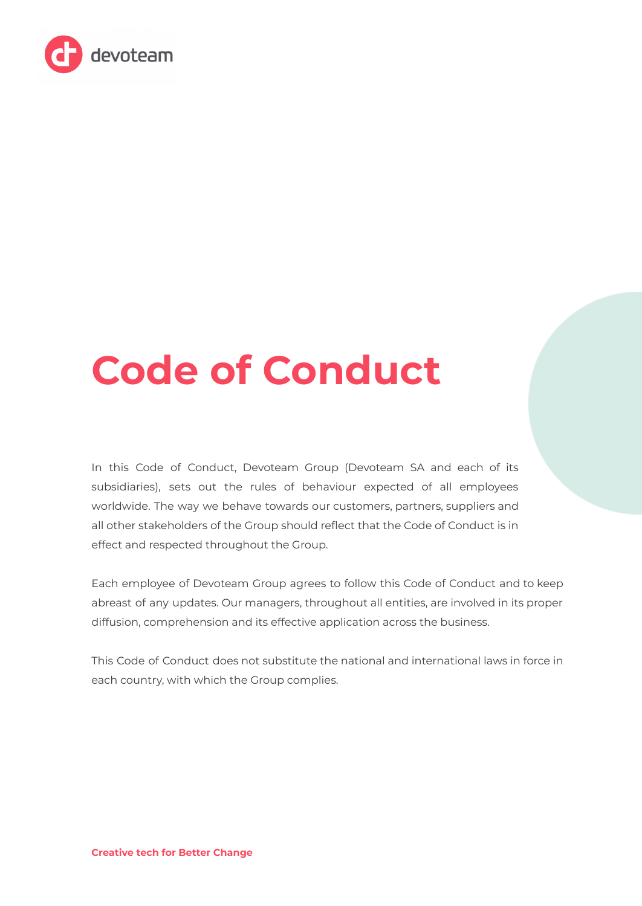# Code of Conduct

In this Code of Conduct, Devoteam Group (Devoteam SA and each of its subsidiaries), sets out the rules of behaviour expected of all employees worldwide. The way we behave towards our customers, partners, suppliers and all other stakeholders of the Group should reflect that the Code of Conduct is in effect and respected throughout the Group.

Each employee of Devoteam Group agrees to follow this Code of Conduct and to keep abreast of any updates. Our managers, throughout all entities, are involved in its proper diffusion, comprehension and its effective application across the business.

This Code of Conduct does not substitute the national and international laws in force in each country, with which the Group complies.

**Creative tech for Better Change**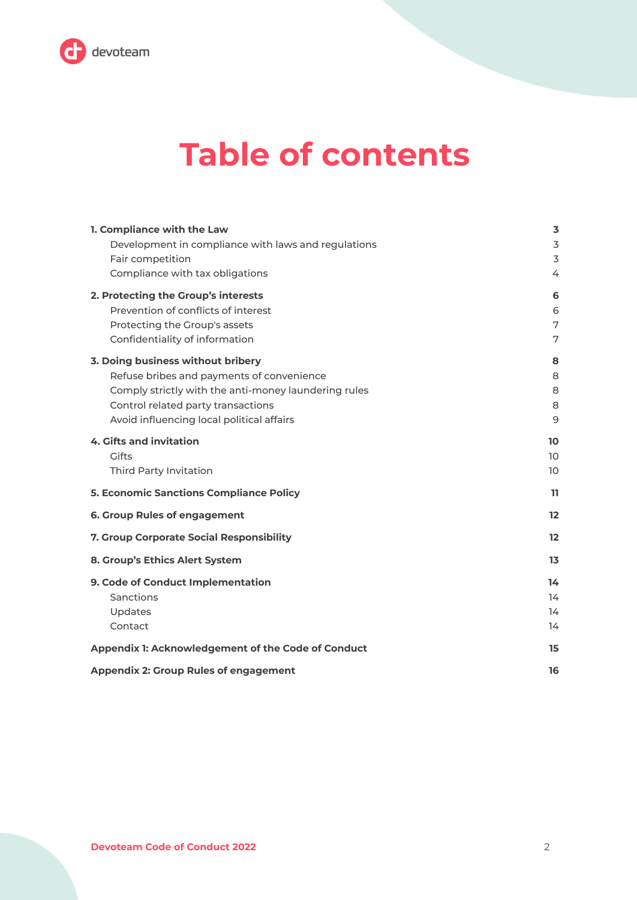# Table of contents

| | |
|---|---|
| **1. Compliance with the Law** | **3** |
| Development in compliance with laws and regulations | 3 |
| Fair competition | 3 |
| Compliance with tax obligations | 4 |
| **2. Protecting the Group's interests** | **6** |
| Prevention of conflicts of interest | 6 |
| Protecting the Group's assets | 7 |
| Confidentiality of information | 7 |
| **3. Doing business without bribery** | **8** |
| Refuse bribes and payments of convenience | 8 |
| Comply strictly with the anti-money laundering rules | 8 |
| Control related party transactions | 8 |
| Avoid influencing local political affairs | 9 |
| **4. Gifts and invitation** | **10** |
| Gifts | 10 |
| Third Party Invitation | 10 |
| **5. Economic Sanctions Compliance Policy** | **11** |
| **6. Group Rules of engagement** | **12** |
| **7. Group Corporate Social Responsibility** | **12** |
| **8. Group's Ethics Alert System** | **13** |
| **9. Code of Conduct Implementation** | **14** |
| Sanctions | 14 |
| Updates | 14 |
| Contact | 14 |
| **Appendix 1: Acknowledgement of the Code of Conduct** | **15** |
| **Appendix 2: Group Rules of engagement** | **16** |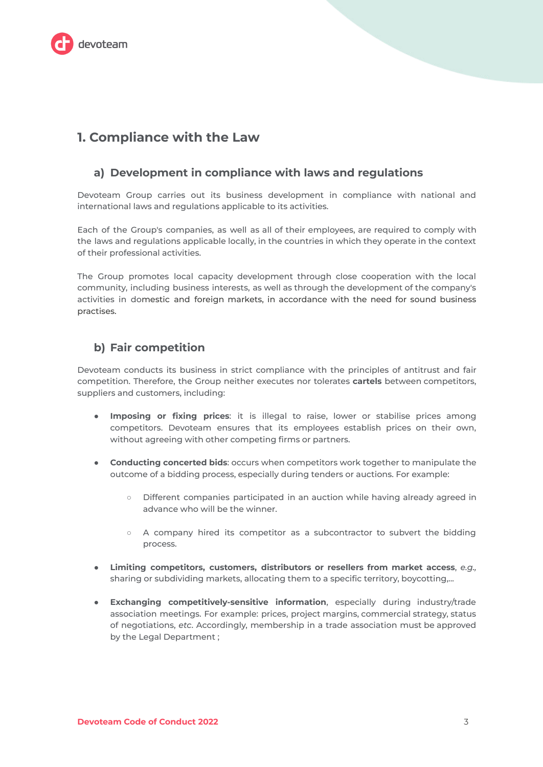## 1. Compliance with the Law

### a) Development in compliance with laws and regulations

Devoteam Group carries out its business development in compliance with national and international laws and regulations applicable to its activities.

Each of the Group's companies, as well as all of their employees, are required to comply with the laws and regulations applicable locally, in the countries in which they operate in the context of their professional activities.

The Group promotes local capacity development through close cooperation with the local community, including business interests, as well as through the development of the company's activities in domestic and foreign markets, in accordance with the need for sound business practises.

### b) Fair competition

Devoteam conducts its business in strict compliance with the principles of antitrust and fair competition. Therefore, the Group neither executes nor tolerates **cartels** between competitors, suppliers and customers, including:

- **Imposing or fixing prices**: it is illegal to raise, lower or stabilise prices among competitors. Devoteam ensures that its employees establish prices on their own, without agreeing with other competing firms or partners.
- **Conducting concerted bids**: occurs when competitors work together to manipulate the outcome of a bidding process, especially during tenders or auctions. For example:
  - Different companies participated in an auction while having already agreed in advance who will be the winner.
  - A company hired its competitor as a subcontractor to subvert the bidding process.
- **Limiting competitors, customers, distributors or resellers from market access**, *e.g.,* sharing or subdividing markets, allocating them to a specific territory, boycotting,...
- **Exchanging competitively-sensitive information**, especially during industry/trade association meetings. For example: prices, project margins, commercial strategy, status of negotiations, *etc*. Accordingly, membership in a trade association must be approved by the Legal Department ;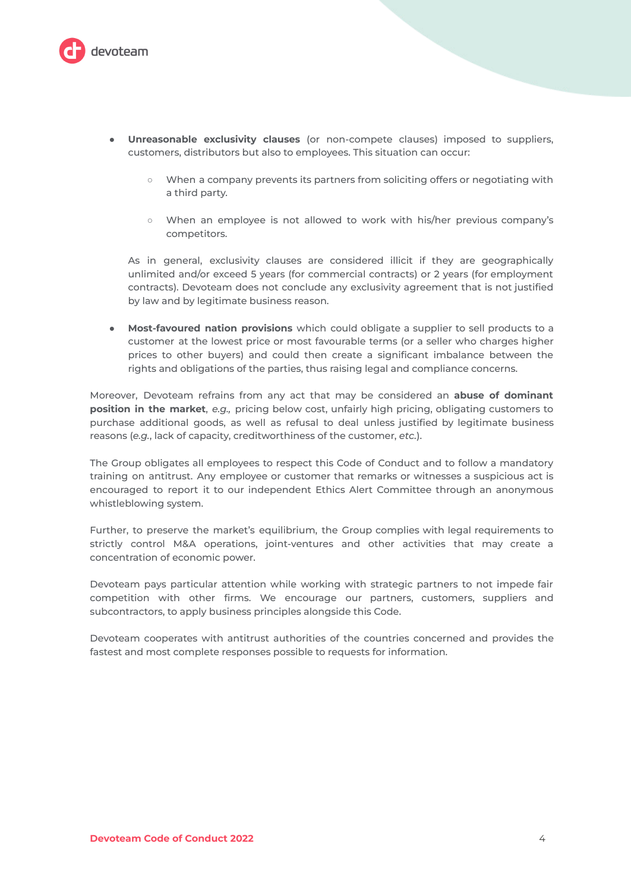- **Unreasonable exclusivity clauses** (or non-compete clauses) imposed to suppliers, customers, distributors but also to employees. This situation can occur:
  - When a company prevents its partners from soliciting offers or negotiating with a third party.
  - When an employee is not allowed to work with his/her previous company's competitors.

  As in general, exclusivity clauses are considered illicit if they are geographically unlimited and/or exceed 5 years (for commercial contracts) or 2 years (for employment contracts). Devoteam does not conclude any exclusivity agreement that is not justified by law and by legitimate business reason.

- **Most-favoured nation provisions** which could obligate a supplier to sell products to a customer at the lowest price or most favourable terms (or a seller who charges higher prices to other buyers) and could then create a significant imbalance between the rights and obligations of the parties, thus raising legal and compliance concerns.

Moreover, Devoteam refrains from any act that may be considered an **abuse of dominant position in the market**, *e.g.,* pricing below cost, unfairly high pricing, obligating customers to purchase additional goods, as well as refusal to deal unless justified by legitimate business reasons (*e.g.*, lack of capacity, creditworthiness of the customer, *etc.*).

The Group obligates all employees to respect this Code of Conduct and to follow a mandatory training on antitrust. Any employee or customer that remarks or witnesses a suspicious act is encouraged to report it to our independent Ethics Alert Committee through an anonymous whistleblowing system.

Further, to preserve the market's equilibrium, the Group complies with legal requirements to strictly control M&A operations, joint-ventures and other activities that may create a concentration of economic power.

Devoteam pays particular attention while working with strategic partners to not impede fair competition with other firms. We encourage our partners, customers, suppliers and subcontractors, to apply business principles alongside this Code.

Devoteam cooperates with antitrust authorities of the countries concerned and provides the fastest and most complete responses possible to requests for information.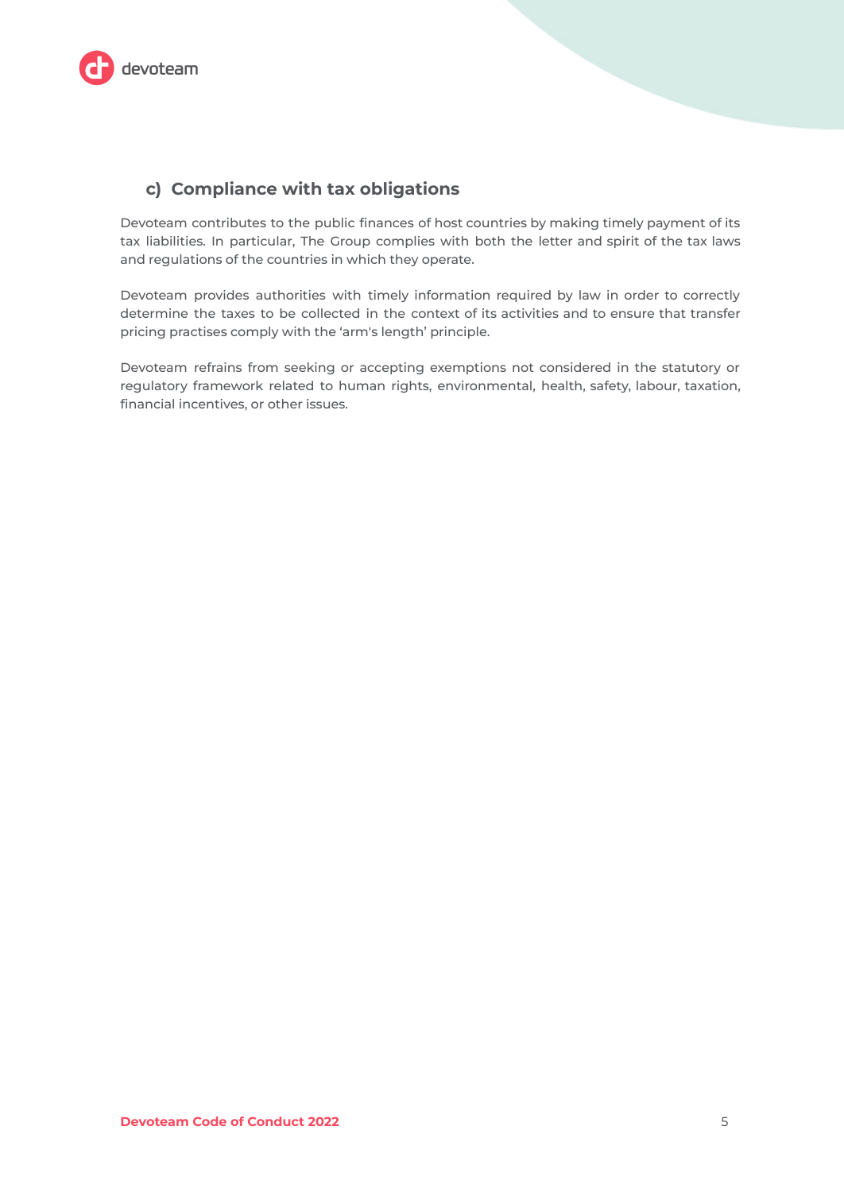### c) Compliance with tax obligations

Devoteam contributes to the public finances of host countries by making timely payment of its tax liabilities. In particular, The Group complies with both the letter and spirit of the tax laws and regulations of the countries in which they operate.

Devoteam provides authorities with timely information required by law in order to correctly determine the taxes to be collected in the context of its activities and to ensure that transfer pricing practises comply with the 'arm's length' principle.

Devoteam refrains from seeking or accepting exemptions not considered in the statutory or regulatory framework related to human rights, environmental, health, safety, labour, taxation, financial incentives, or other issues.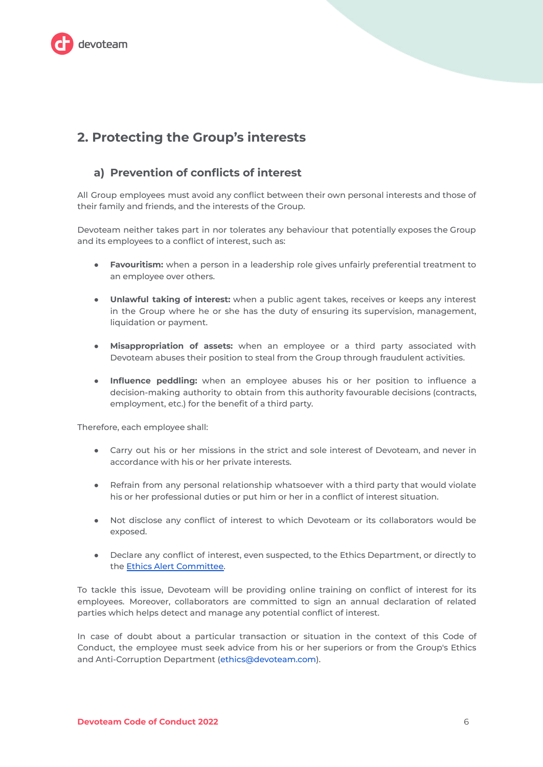## 2. Protecting the Group's interests

### a) Prevention of conflicts of interest

All Group employees must avoid any conflict between their own personal interests and those of their family and friends, and the interests of the Group.

Devoteam neither takes part in nor tolerates any behaviour that potentially exposes the Group and its employees to a conflict of interest, such as:

- **Favouritism:** when a person in a leadership role gives unfairly preferential treatment to an employee over others.
- **Unlawful taking of interest:** when a public agent takes, receives or keeps any interest in the Group where he or she has the duty of ensuring its supervision, management, liquidation or payment.
- **Misappropriation of assets:** when an employee or a third party associated with Devoteam abuses their position to steal from the Group through fraudulent activities.
- **Influence peddling:** when an employee abuses his or her position to influence a decision-making authority to obtain from this authority favourable decisions (contracts, employment, etc.) for the benefit of a third party.

Therefore, each employee shall:

- Carry out his or her missions in the strict and sole interest of Devoteam, and never in accordance with his or her private interests.
- Refrain from any personal relationship whatsoever with a third party that would violate his or her professional duties or put him or her in a conflict of interest situation.
- Not disclose any conflict of interest to which Devoteam or its collaborators would be exposed.
- Declare any conflict of interest, even suspected, to the Ethics Department, or directly to the Ethics Alert Committee.

To tackle this issue, Devoteam will be providing online training on conflict of interest for its employees. Moreover, collaborators are committed to sign an annual declaration of related parties which helps detect and manage any potential conflict of interest.

In case of doubt about a particular transaction or situation in the context of this Code of Conduct, the employee must seek advice from his or her superiors or from the Group's Ethics and Anti-Corruption Department (ethics@devoteam.com).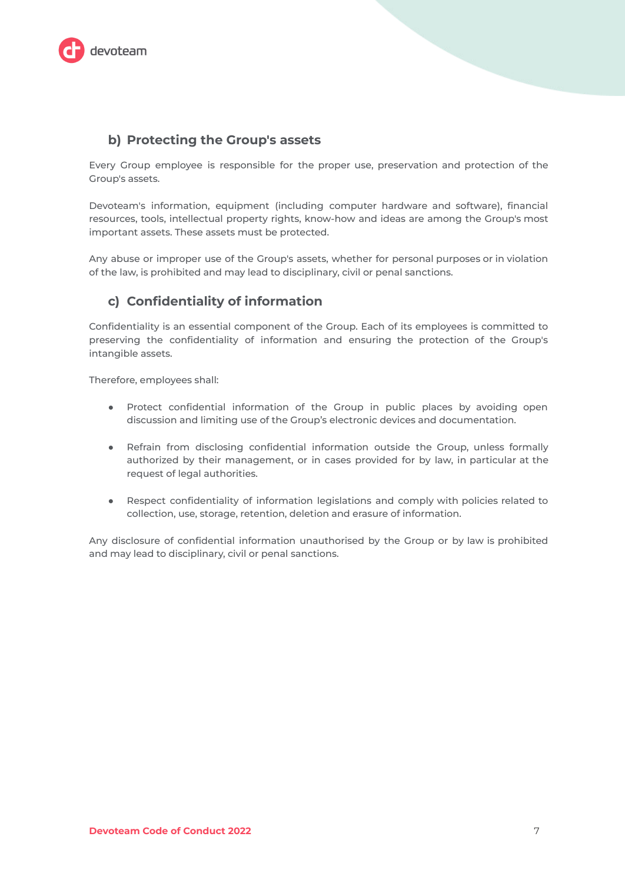### b) Protecting the Group's assets

Every Group employee is responsible for the proper use, preservation and protection of the Group's assets.

Devoteam's information, equipment (including computer hardware and software), financial resources, tools, intellectual property rights, know-how and ideas are among the Group's most important assets. These assets must be protected.

Any abuse or improper use of the Group's assets, whether for personal purposes or in violation of the law, is prohibited and may lead to disciplinary, civil or penal sanctions.

### c) Confidentiality of information

Confidentiality is an essential component of the Group. Each of its employees is committed to preserving the confidentiality of information and ensuring the protection of the Group's intangible assets.

Therefore, employees shall:

- Protect confidential information of the Group in public places by avoiding open discussion and limiting use of the Group's electronic devices and documentation.
- Refrain from disclosing confidential information outside the Group, unless formally authorized by their management, or in cases provided for by law, in particular at the request of legal authorities.
- Respect confidentiality of information legislations and comply with policies related to collection, use, storage, retention, deletion and erasure of information.

Any disclosure of confidential information unauthorised by the Group or by law is prohibited and may lead to disciplinary, civil or penal sanctions.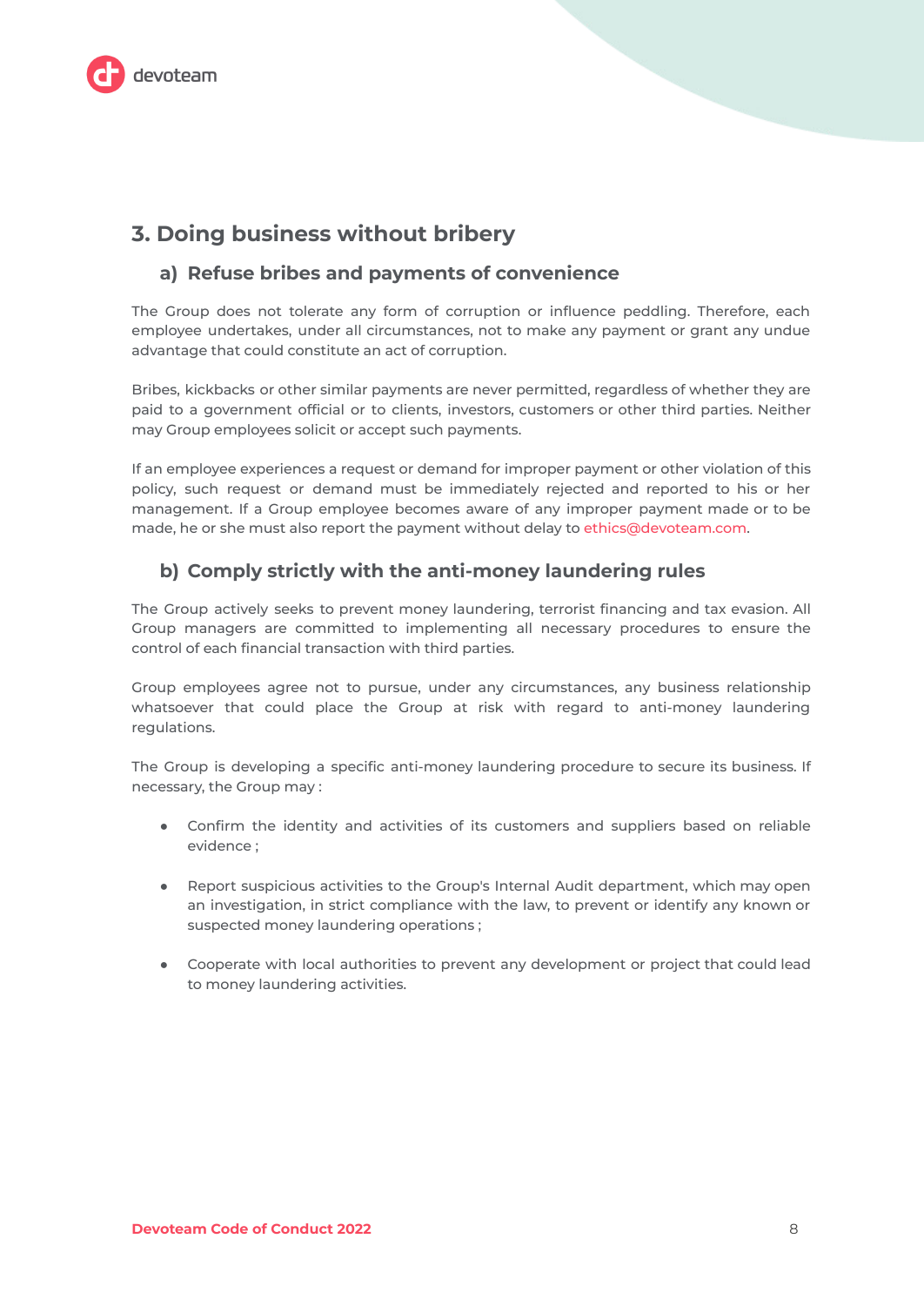## 3. Doing business without bribery

### a) Refuse bribes and payments of convenience

The Group does not tolerate any form of corruption or influence peddling. Therefore, each employee undertakes, under all circumstances, not to make any payment or grant any undue advantage that could constitute an act of corruption.

Bribes, kickbacks or other similar payments are never permitted, regardless of whether they are paid to a government official or to clients, investors, customers or other third parties. Neither may Group employees solicit or accept such payments.

If an employee experiences a request or demand for improper payment or other violation of this policy, such request or demand must be immediately rejected and reported to his or her management. If a Group employee becomes aware of any improper payment made or to be made, he or she must also report the payment without delay to ethics@devoteam.com.

### b) Comply strictly with the anti-money laundering rules

The Group actively seeks to prevent money laundering, terrorist financing and tax evasion. All Group managers are committed to implementing all necessary procedures to ensure the control of each financial transaction with third parties.

Group employees agree not to pursue, under any circumstances, any business relationship whatsoever that could place the Group at risk with regard to anti-money laundering regulations.

The Group is developing a specific anti-money laundering procedure to secure its business. If necessary, the Group may :

- Confirm the identity and activities of its customers and suppliers based on reliable evidence ;
- Report suspicious activities to the Group's Internal Audit department, which may open an investigation, in strict compliance with the law, to prevent or identify any known or suspected money laundering operations ;
- Cooperate with local authorities to prevent any development or project that could lead to money laundering activities.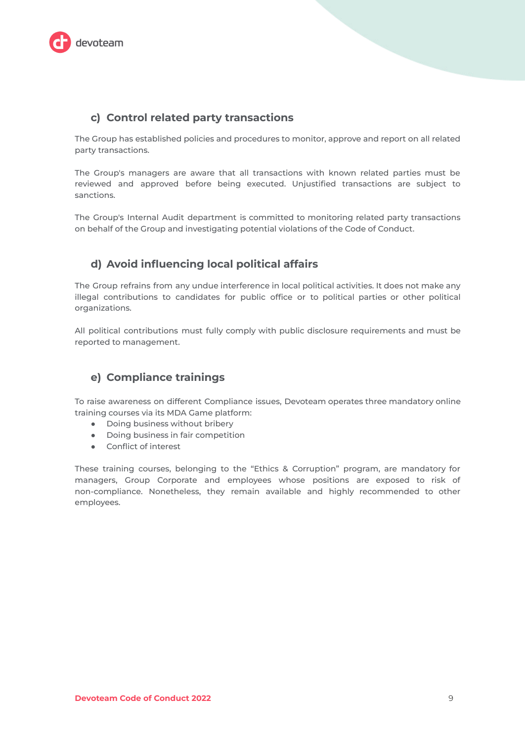### c) Control related party transactions

The Group has established policies and procedures to monitor, approve and report on all related party transactions.

The Group's managers are aware that all transactions with known related parties must be reviewed and approved before being executed. Unjustified transactions are subject to sanctions.

The Group's Internal Audit department is committed to monitoring related party transactions on behalf of the Group and investigating potential violations of the Code of Conduct.

### d) Avoid influencing local political affairs

The Group refrains from any undue interference in local political activities. It does not make any illegal contributions to candidates for public office or to political parties or other political organizations.

All political contributions must fully comply with public disclosure requirements and must be reported to management.

### e) Compliance trainings

To raise awareness on different Compliance issues, Devoteam operates three mandatory online training courses via its MDA Game platform:

- Doing business without bribery
- Doing business in fair competition
- Conflict of interest

These training courses, belonging to the "Ethics & Corruption" program, are mandatory for managers, Group Corporate and employees whose positions are exposed to risk of non-compliance. Nonetheless, they remain available and highly recommended to other employees.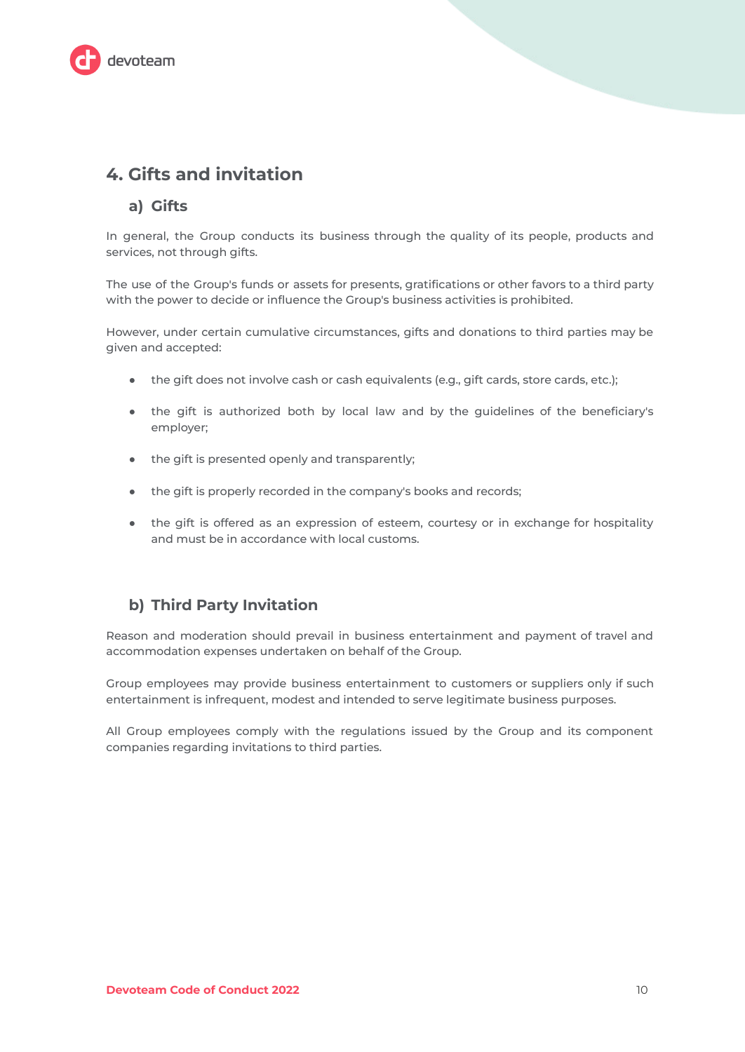## 4. Gifts and invitation

### a) Gifts

In general, the Group conducts its business through the quality of its people, products and services, not through gifts.

The use of the Group's funds or assets for presents, gratifications or other favors to a third party with the power to decide or influence the Group's business activities is prohibited.

However, under certain cumulative circumstances, gifts and donations to third parties may be given and accepted:

- the gift does not involve cash or cash equivalents (e.g., gift cards, store cards, etc.);
- the gift is authorized both by local law and by the guidelines of the beneficiary's employer;
- the gift is presented openly and transparently;
- the gift is properly recorded in the company's books and records;
- the gift is offered as an expression of esteem, courtesy or in exchange for hospitality and must be in accordance with local customs.

### b) Third Party Invitation

Reason and moderation should prevail in business entertainment and payment of travel and accommodation expenses undertaken on behalf of the Group.

Group employees may provide business entertainment to customers or suppliers only if such entertainment is infrequent, modest and intended to serve legitimate business purposes.

All Group employees comply with the regulations issued by the Group and its component companies regarding invitations to third parties.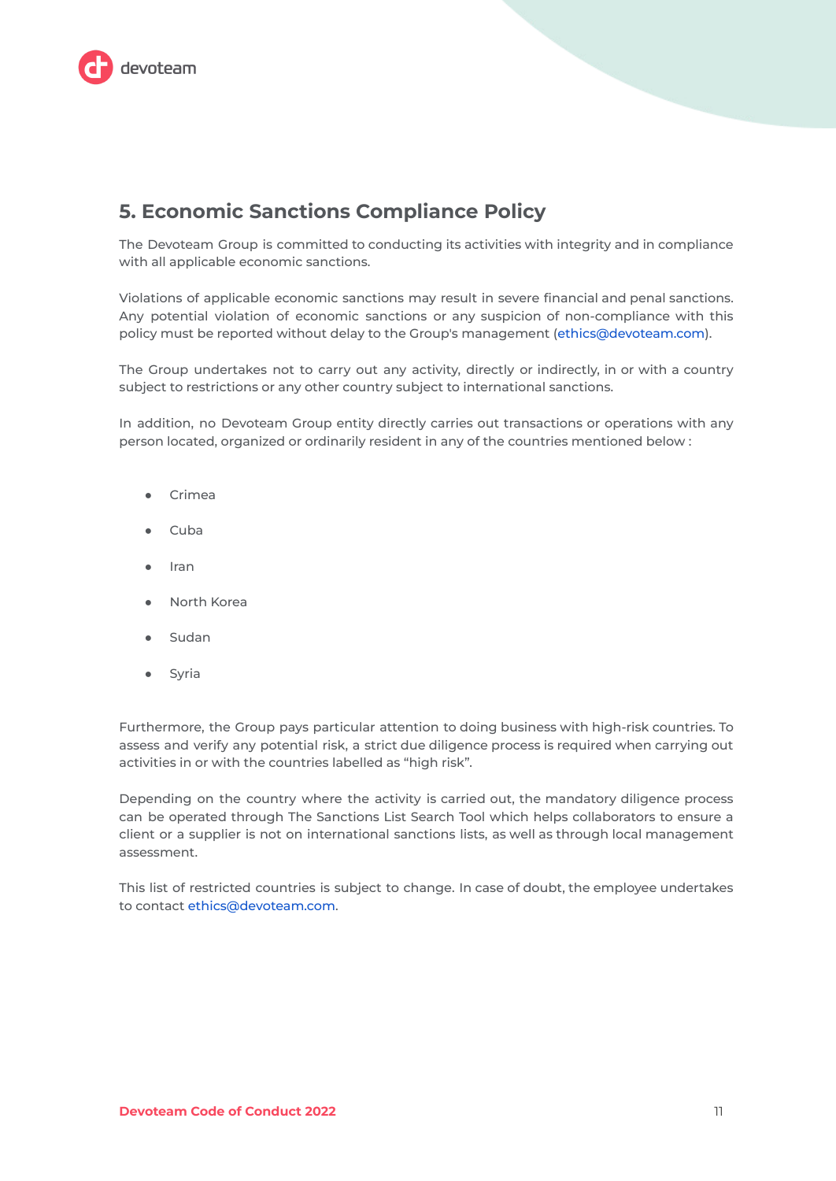## 5. Economic Sanctions Compliance Policy

The Devoteam Group is committed to conducting its activities with integrity and in compliance with all applicable economic sanctions.

Violations of applicable economic sanctions may result in severe financial and penal sanctions. Any potential violation of economic sanctions or any suspicion of non-compliance with this policy must be reported without delay to the Group's management (ethics@devoteam.com).

The Group undertakes not to carry out any activity, directly or indirectly, in or with a country subject to restrictions or any other country subject to international sanctions.

In addition, no Devoteam Group entity directly carries out transactions or operations with any person located, organized or ordinarily resident in any of the countries mentioned below :

- Crimea
- Cuba
- Iran
- North Korea
- Sudan
- Syria

Furthermore, the Group pays particular attention to doing business with high-risk countries. To assess and verify any potential risk, a strict due diligence process is required when carrying out activities in or with the countries labelled as “high risk”.

Depending on the country where the activity is carried out, the mandatory diligence process can be operated through The Sanctions List Search Tool which helps collaborators to ensure a client or a supplier is not on international sanctions lists, as well as through local management assessment.

This list of restricted countries is subject to change. In case of doubt, the employee undertakes to contact ethics@devoteam.com.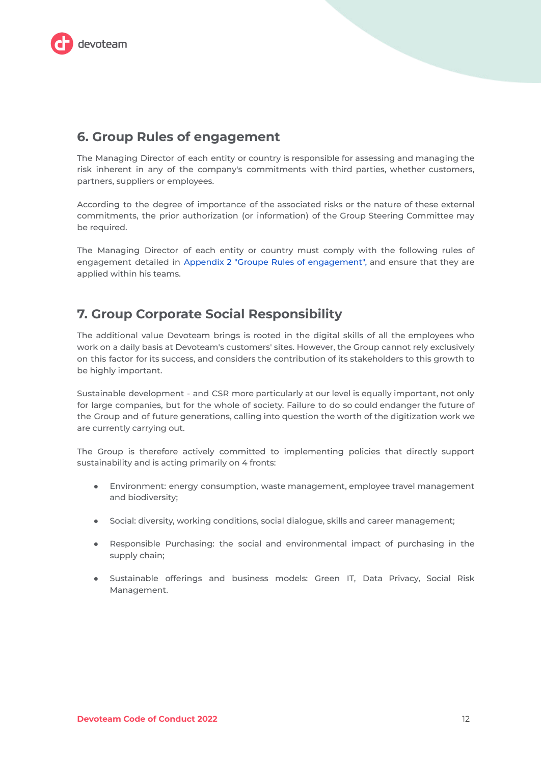## 6. Group Rules of engagement

The Managing Director of each entity or country is responsible for assessing and managing the risk inherent in any of the company's commitments with third parties, whether customers, partners, suppliers or employees.

According to the degree of importance of the associated risks or the nature of these external commitments, the prior authorization (or information) of the Group Steering Committee may be required.

The Managing Director of each entity or country must comply with the following rules of engagement detailed in Appendix 2 "Groupe Rules of engagement", and ensure that they are applied within his teams.

## 7. Group Corporate Social Responsibility

The additional value Devoteam brings is rooted in the digital skills of all the employees who work on a daily basis at Devoteam's customers' sites. However, the Group cannot rely exclusively on this factor for its success, and considers the contribution of its stakeholders to this growth to be highly important.

Sustainable development - and CSR more particularly at our level is equally important, not only for large companies, but for the whole of society. Failure to do so could endanger the future of the Group and of future generations, calling into question the worth of the digitization work we are currently carrying out.

The Group is therefore actively committed to implementing policies that directly support sustainability and is acting primarily on 4 fronts:

- Environment: energy consumption, waste management, employee travel management and biodiversity;
- Social: diversity, working conditions, social dialogue, skills and career management;
- Responsible Purchasing: the social and environmental impact of purchasing in the supply chain;
- Sustainable offerings and business models: Green IT, Data Privacy, Social Risk Management.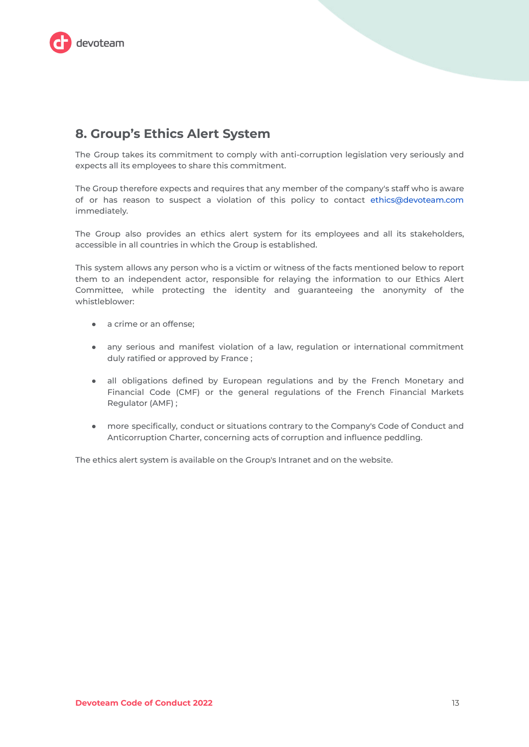## 8. Group's Ethics Alert System

The Group takes its commitment to comply with anti-corruption legislation very seriously and expects all its employees to share this commitment.

The Group therefore expects and requires that any member of the company's staff who is aware of or has reason to suspect a violation of this policy to contact ethics@devoteam.com immediately.

The Group also provides an ethics alert system for its employees and all its stakeholders, accessible in all countries in which the Group is established.

This system allows any person who is a victim or witness of the facts mentioned below to report them to an independent actor, responsible for relaying the information to our Ethics Alert Committee, while protecting the identity and guaranteeing the anonymity of the whistleblower:

- a crime or an offense;
- any serious and manifest violation of a law, regulation or international commitment duly ratified or approved by France ;
- all obligations defined by European regulations and by the French Monetary and Financial Code (CMF) or the general regulations of the French Financial Markets Regulator (AMF) ;
- more specifically, conduct or situations contrary to the Company's Code of Conduct and Anticorruption Charter, concerning acts of corruption and influence peddling.

The ethics alert system is available on the Group's Intranet and on the website.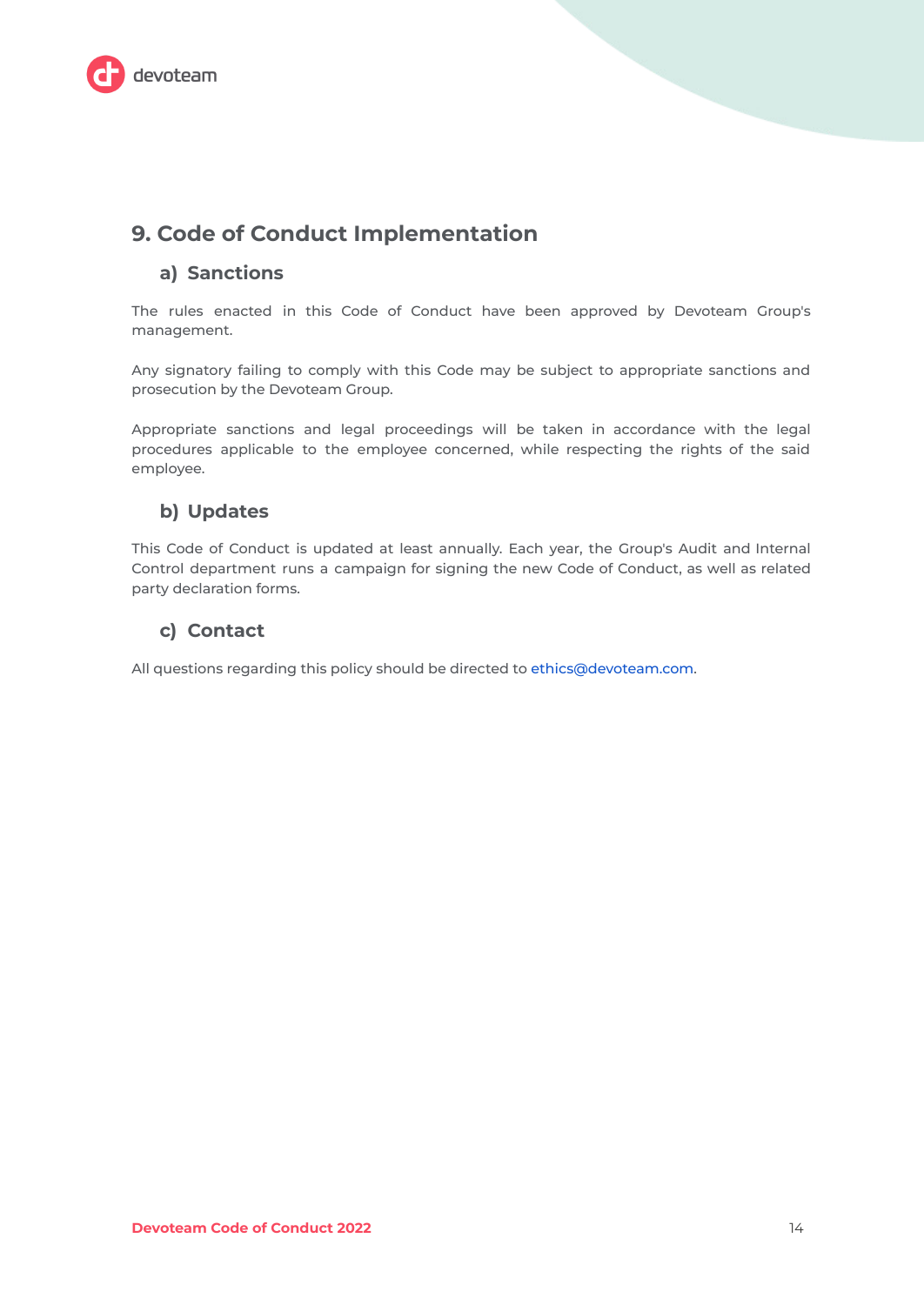## 9. Code of Conduct Implementation

### a) Sanctions

The rules enacted in this Code of Conduct have been approved by Devoteam Group's management.

Any signatory failing to comply with this Code may be subject to appropriate sanctions and prosecution by the Devoteam Group.

Appropriate sanctions and legal proceedings will be taken in accordance with the legal procedures applicable to the employee concerned, while respecting the rights of the said employee.

### b) Updates

This Code of Conduct is updated at least annually. Each year, the Group's Audit and Internal Control department runs a campaign for signing the new Code of Conduct, as well as related party declaration forms.

### c) Contact

All questions regarding this policy should be directed to ethics@devoteam.com.